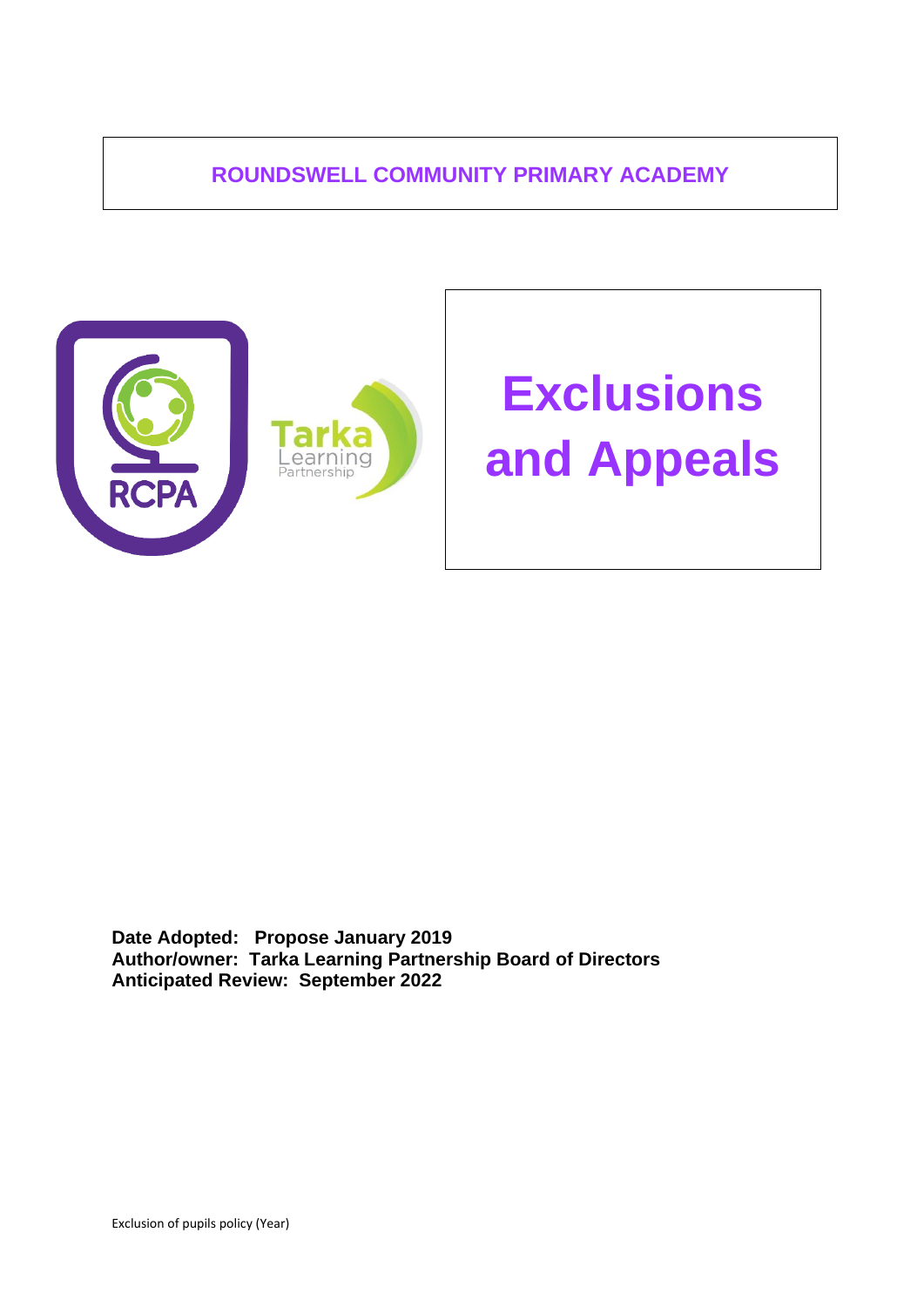**ROUNDSWELL COMMUNITY PRIMARY ACADEMY**

# Exclusions and Appeals

**Date Adopted: Propose January 2019**
**Author/owner: Tarka Learning Partnership Board of Directors**
**Anticipated Review: September 2022**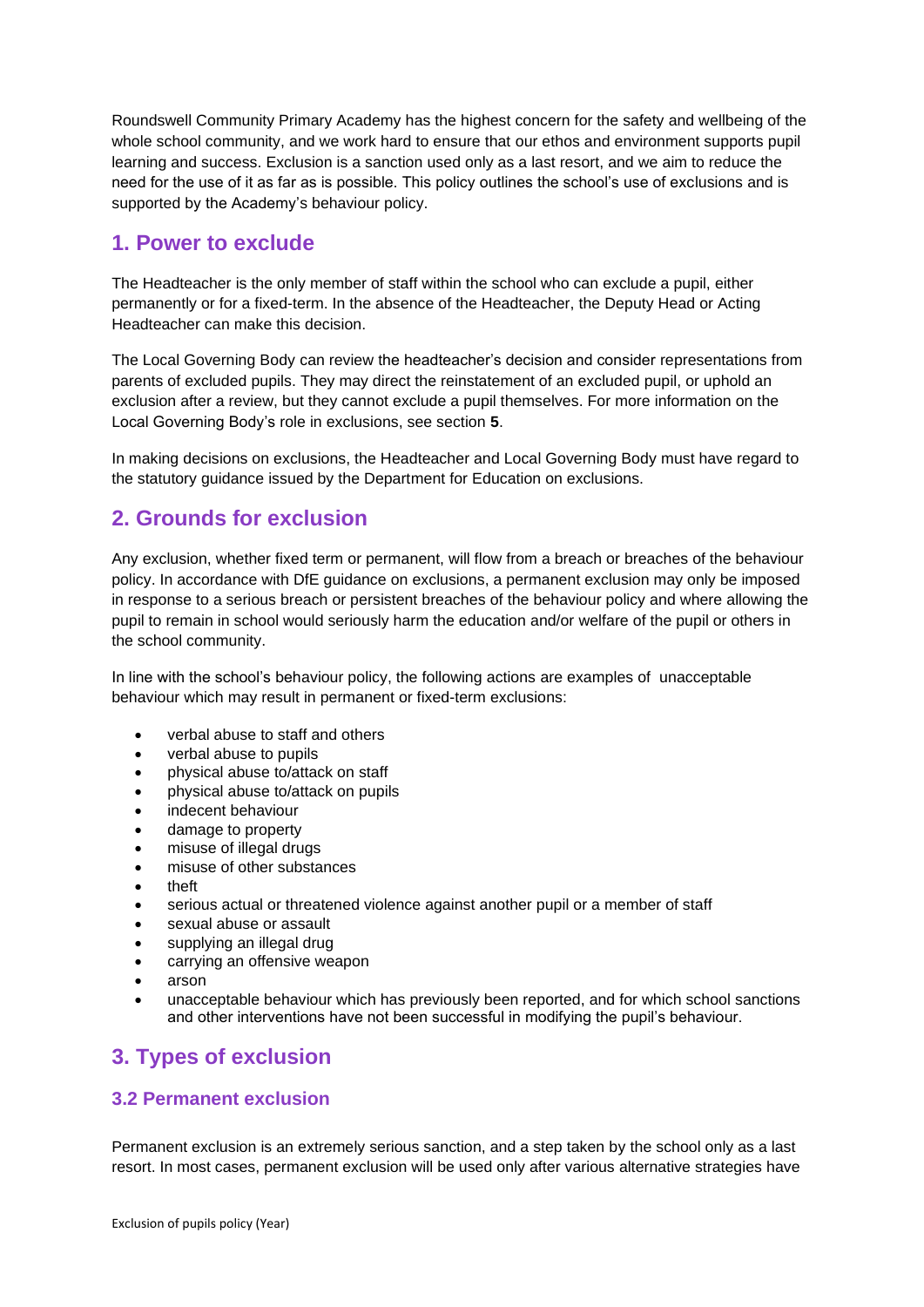Roundswell Community Primary Academy has the highest concern for the safety and wellbeing of the whole school community, and we work hard to ensure that our ethos and environment supports pupil learning and success. Exclusion is a sanction used only as a last resort, and we aim to reduce the need for the use of it as far as is possible. This policy outlines the school's use of exclusions and is supported by the Academy's behaviour policy.

## 1. Power to exclude

The Headteacher is the only member of staff within the school who can exclude a pupil, either permanently or for a fixed-term. In the absence of the Headteacher, the Deputy Head or Acting Headteacher can make this decision.

The Local Governing Body can review the headteacher's decision and consider representations from parents of excluded pupils. They may direct the reinstatement of an excluded pupil, or uphold an exclusion after a review, but they cannot exclude a pupil themselves. For more information on the Local Governing Body's role in exclusions, see section **5**.

In making decisions on exclusions, the Headteacher and Local Governing Body must have regard to the statutory guidance issued by the Department for Education on exclusions.

## 2. Grounds for exclusion

Any exclusion, whether fixed term or permanent, will flow from a breach or breaches of the behaviour policy. In accordance with DfE guidance on exclusions, a permanent exclusion may only be imposed in response to a serious breach or persistent breaches of the behaviour policy and where allowing the pupil to remain in school would seriously harm the education and/or welfare of the pupil or others in the school community.

In line with the school's behaviour policy, the following actions are examples of unacceptable behaviour which may result in permanent or fixed-term exclusions:

- verbal abuse to staff and others
- verbal abuse to pupils
- physical abuse to/attack on staff
- physical abuse to/attack on pupils
- indecent behaviour
- damage to property
- misuse of illegal drugs
- misuse of other substances
- theft
- serious actual or threatened violence against another pupil or a member of staff
- sexual abuse or assault
- supplying an illegal drug
- carrying an offensive weapon
- arson
- unacceptable behaviour which has previously been reported, and for which school sanctions and other interventions have not been successful in modifying the pupil's behaviour.

## 3. Types of exclusion

### 3.2 Permanent exclusion

Permanent exclusion is an extremely serious sanction, and a step taken by the school only as a last resort. In most cases, permanent exclusion will be used only after various alternative strategies have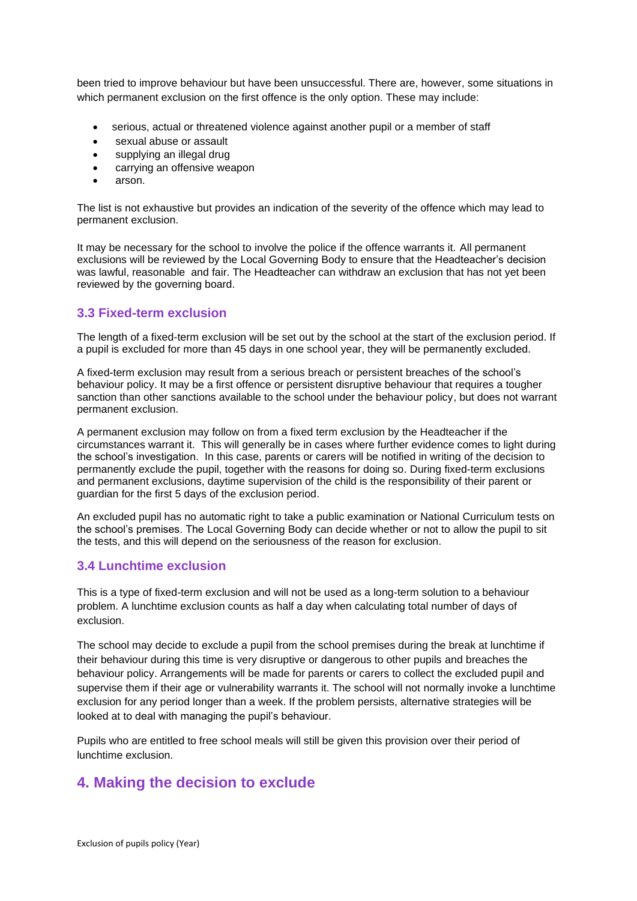been tried to improve behaviour but have been unsuccessful. There are, however, some situations in which permanent exclusion on the first offence is the only option. These may include:

- serious, actual or threatened violence against another pupil or a member of staff
- sexual abuse or assault
- supplying an illegal drug
- carrying an offensive weapon
- arson.

The list is not exhaustive but provides an indication of the severity of the offence which may lead to permanent exclusion.

It may be necessary for the school to involve the police if the offence warrants it. All permanent exclusions will be reviewed by the Local Governing Body to ensure that the Headteacher's decision was lawful, reasonable and fair. The Headteacher can withdraw an exclusion that has not yet been reviewed by the governing board.

### 3.3 Fixed-term exclusion

The length of a fixed-term exclusion will be set out by the school at the start of the exclusion period. If a pupil is excluded for more than 45 days in one school year, they will be permanently excluded.

A fixed-term exclusion may result from a serious breach or persistent breaches of the school's behaviour policy. It may be a first offence or persistent disruptive behaviour that requires a tougher sanction than other sanctions available to the school under the behaviour policy, but does not warrant permanent exclusion.

A permanent exclusion may follow on from a fixed term exclusion by the Headteacher if the circumstances warrant it. This will generally be in cases where further evidence comes to light during the school's investigation. In this case, parents or carers will be notified in writing of the decision to permanently exclude the pupil, together with the reasons for doing so. During fixed-term exclusions and permanent exclusions, daytime supervision of the child is the responsibility of their parent or guardian for the first 5 days of the exclusion period.

An excluded pupil has no automatic right to take a public examination or National Curriculum tests on the school's premises. The Local Governing Body can decide whether or not to allow the pupil to sit the tests, and this will depend on the seriousness of the reason for exclusion.

### 3.4 Lunchtime exclusion

This is a type of fixed-term exclusion and will not be used as a long-term solution to a behaviour problem. A lunchtime exclusion counts as half a day when calculating total number of days of exclusion.

The school may decide to exclude a pupil from the school premises during the break at lunchtime if their behaviour during this time is very disruptive or dangerous to other pupils and breaches the behaviour policy. Arrangements will be made for parents or carers to collect the excluded pupil and supervise them if their age or vulnerability warrants it. The school will not normally invoke a lunchtime exclusion for any period longer than a week. If the problem persists, alternative strategies will be looked at to deal with managing the pupil's behaviour.

Pupils who are entitled to free school meals will still be given this provision over their period of lunchtime exclusion.

## 4. Making the decision to exclude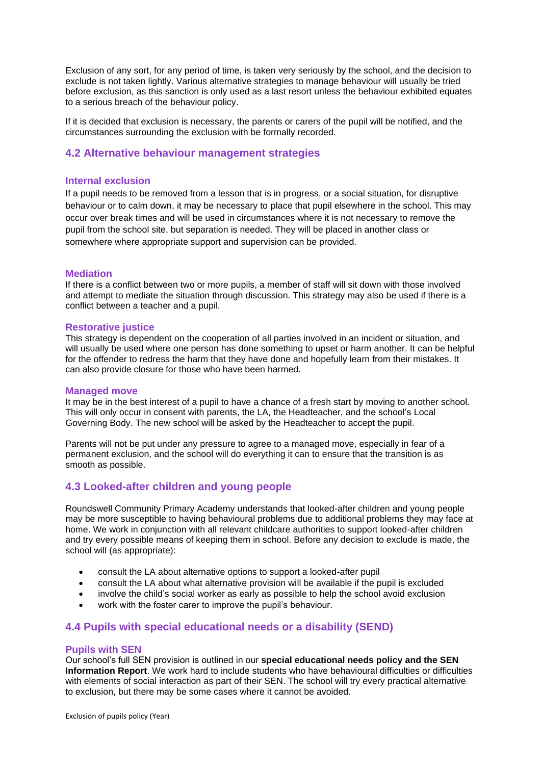Exclusion of any sort, for any period of time, is taken very seriously by the school, and the decision to exclude is not taken lightly. Various alternative strategies to manage behaviour will usually be tried before exclusion, as this sanction is only used as a last resort unless the behaviour exhibited equates to a serious breach of the behaviour policy.

If it is decided that exclusion is necessary, the parents or carers of the pupil will be notified, and the circumstances surrounding the exclusion with be formally recorded.

## 4.2 Alternative behaviour management strategies

### Internal exclusion

If a pupil needs to be removed from a lesson that is in progress, or a social situation, for disruptive behaviour or to calm down, it may be necessary to place that pupil elsewhere in the school. This may occur over break times and will be used in circumstances where it is not necessary to remove the pupil from the school site, but separation is needed. They will be placed in another class or somewhere where appropriate support and supervision can be provided.

### Mediation

If there is a conflict between two or more pupils, a member of staff will sit down with those involved and attempt to mediate the situation through discussion. This strategy may also be used if there is a conflict between a teacher and a pupil.

### Restorative justice

This strategy is dependent on the cooperation of all parties involved in an incident or situation, and will usually be used where one person has done something to upset or harm another. It can be helpful for the offender to redress the harm that they have done and hopefully learn from their mistakes. It can also provide closure for those who have been harmed.

### Managed move

It may be in the best interest of a pupil to have a chance of a fresh start by moving to another school. This will only occur in consent with parents, the LA, the Headteacher, and the school's Local Governing Body. The new school will be asked by the Headteacher to accept the pupil.

Parents will not be put under any pressure to agree to a managed move, especially in fear of a permanent exclusion, and the school will do everything it can to ensure that the transition is as smooth as possible.

## 4.3 Looked-after children and young people

Roundswell Community Primary Academy understands that looked-after children and young people may be more susceptible to having behavioural problems due to additional problems they may face at home. We work in conjunction with all relevant childcare authorities to support looked-after children and try every possible means of keeping them in school. Before any decision to exclude is made, the school will (as appropriate):

- consult the LA about alternative options to support a looked-after pupil
- consult the LA about what alternative provision will be available if the pupil is excluded
- involve the child's social worker as early as possible to help the school avoid exclusion
- work with the foster carer to improve the pupil's behaviour.

## 4.4 Pupils with special educational needs or a disability (SEND)

### Pupils with SEN

Our school's full SEN provision is outlined in our **special educational needs policy and the SEN Information Report**. We work hard to include students who have behavioural difficulties or difficulties with elements of social interaction as part of their SEN. The school will try every practical alternative to exclusion, but there may be some cases where it cannot be avoided.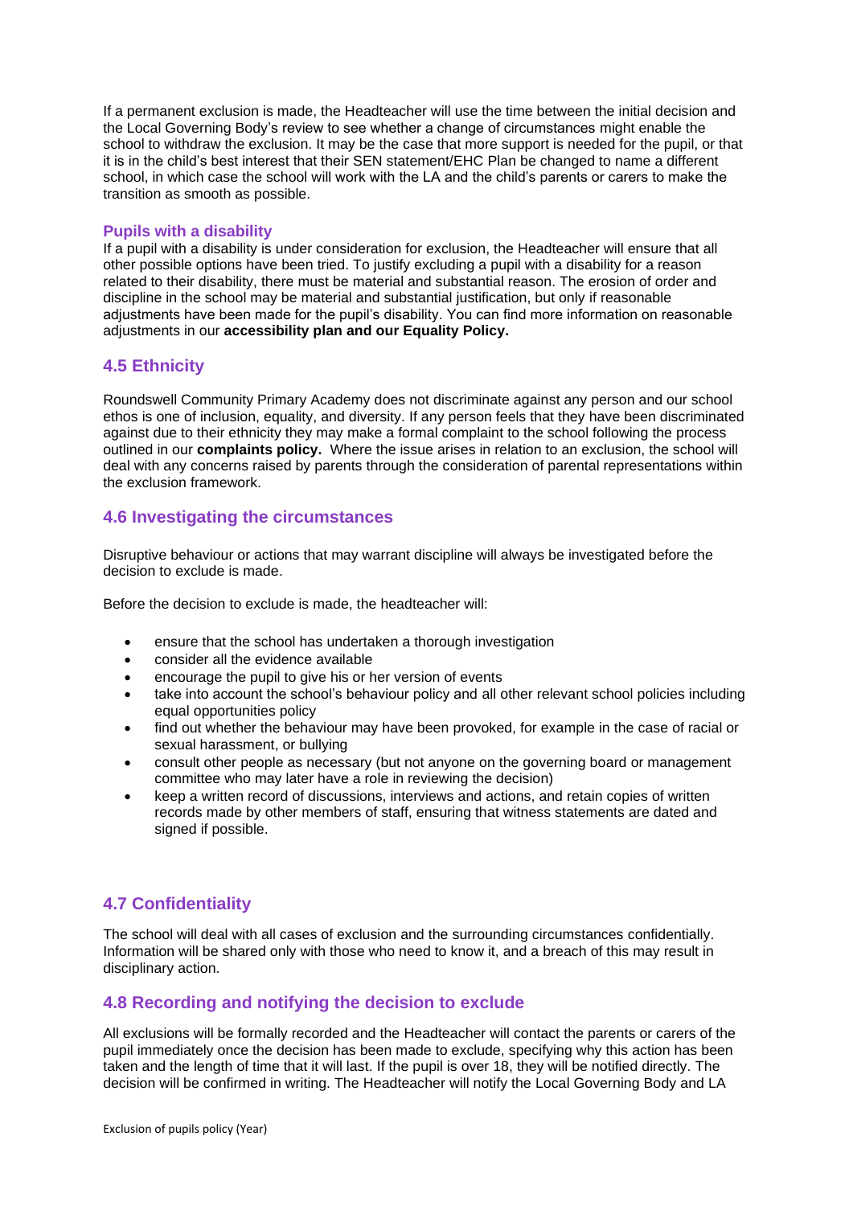If a permanent exclusion is made, the Headteacher will use the time between the initial decision and the Local Governing Body's review to see whether a change of circumstances might enable the school to withdraw the exclusion. It may be the case that more support is needed for the pupil, or that it is in the child's best interest that their SEN statement/EHC Plan be changed to name a different school, in which case the school will work with the LA and the child's parents or carers to make the transition as smooth as possible.

### Pupils with a disability

If a pupil with a disability is under consideration for exclusion, the Headteacher will ensure that all other possible options have been tried. To justify excluding a pupil with a disability for a reason related to their disability, there must be material and substantial reason. The erosion of order and discipline in the school may be material and substantial justification, but only if reasonable adjustments have been made for the pupil's disability. You can find more information on reasonable adjustments in our **accessibility plan and our Equality Policy.**

## 4.5 Ethnicity

Roundswell Community Primary Academy does not discriminate against any person and our school ethos is one of inclusion, equality, and diversity. If any person feels that they have been discriminated against due to their ethnicity they may make a formal complaint to the school following the process outlined in our **complaints policy.** Where the issue arises in relation to an exclusion, the school will deal with any concerns raised by parents through the consideration of parental representations within the exclusion framework.

## 4.6 Investigating the circumstances

Disruptive behaviour or actions that may warrant discipline will always be investigated before the decision to exclude is made.

Before the decision to exclude is made, the headteacher will:

- ensure that the school has undertaken a thorough investigation
- consider all the evidence available
- encourage the pupil to give his or her version of events
- take into account the school's behaviour policy and all other relevant school policies including equal opportunities policy
- find out whether the behaviour may have been provoked, for example in the case of racial or sexual harassment, or bullying
- consult other people as necessary (but not anyone on the governing board or management committee who may later have a role in reviewing the decision)
- keep a written record of discussions, interviews and actions, and retain copies of written records made by other members of staff, ensuring that witness statements are dated and signed if possible.

## 4.7 Confidentiality

The school will deal with all cases of exclusion and the surrounding circumstances confidentially. Information will be shared only with those who need to know it, and a breach of this may result in disciplinary action.

## 4.8 Recording and notifying the decision to exclude

All exclusions will be formally recorded and the Headteacher will contact the parents or carers of the pupil immediately once the decision has been made to exclude, specifying why this action has been taken and the length of time that it will last. If the pupil is over 18, they will be notified directly. The decision will be confirmed in writing. The Headteacher will notify the Local Governing Body and LA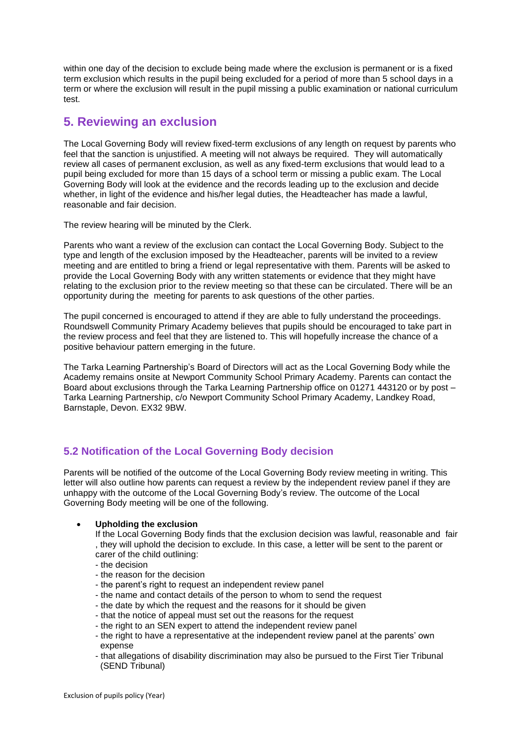within one day of the decision to exclude being made where the exclusion is permanent or is a fixed term exclusion which results in the pupil being excluded for a period of more than 5 school days in a term or where the exclusion will result in the pupil missing a public examination or national curriculum test.

## 5. Reviewing an exclusion

The Local Governing Body will review fixed-term exclusions of any length on request by parents who feel that the sanction is unjustified. A meeting will not always be required. They will automatically review all cases of permanent exclusion, as well as any fixed-term exclusions that would lead to a pupil being excluded for more than 15 days of a school term or missing a public exam. The Local Governing Body will look at the evidence and the records leading up to the exclusion and decide whether, in light of the evidence and his/her legal duties, the Headteacher has made a lawful, reasonable and fair decision.

The review hearing will be minuted by the Clerk.

Parents who want a review of the exclusion can contact the Local Governing Body. Subject to the type and length of the exclusion imposed by the Headteacher, parents will be invited to a review meeting and are entitled to bring a friend or legal representative with them. Parents will be asked to provide the Local Governing Body with any written statements or evidence that they might have relating to the exclusion prior to the review meeting so that these can be circulated. There will be an opportunity during the meeting for parents to ask questions of the other parties.

The pupil concerned is encouraged to attend if they are able to fully understand the proceedings. Roundswell Community Primary Academy believes that pupils should be encouraged to take part in the review process and feel that they are listened to. This will hopefully increase the chance of a positive behaviour pattern emerging in the future.

The Tarka Learning Partnership's Board of Directors will act as the Local Governing Body while the Academy remains onsite at Newport Community School Primary Academy. Parents can contact the Board about exclusions through the Tarka Learning Partnership office on 01271 443120 or by post – Tarka Learning Partnership, c/o Newport Community School Primary Academy, Landkey Road, Barnstaple, Devon. EX32 9BW.

### 5.2 Notification of the Local Governing Body decision

Parents will be notified of the outcome of the Local Governing Body review meeting in writing. This letter will also outline how parents can request a review by the independent review panel if they are unhappy with the outcome of the Local Governing Body's review. The outcome of the Local Governing Body meeting will be one of the following.

- **Upholding the exclusion**
  If the Local Governing Body finds that the exclusion decision was lawful, reasonable and fair, they will uphold the decision to exclude. In this case, a letter will be sent to the parent or carer of the child outlining:
  - the decision
  - the reason for the decision
  - the parent's right to request an independent review panel
  - the name and contact details of the person to whom to send the request
  - the date by which the request and the reasons for it should be given
  - that the notice of appeal must set out the reasons for the request
  - the right to an SEN expert to attend the independent review panel
  - the right to have a representative at the independent review panel at the parents' own expense
  - that allegations of disability discrimination may also be pursued to the First Tier Tribunal (SEND Tribunal)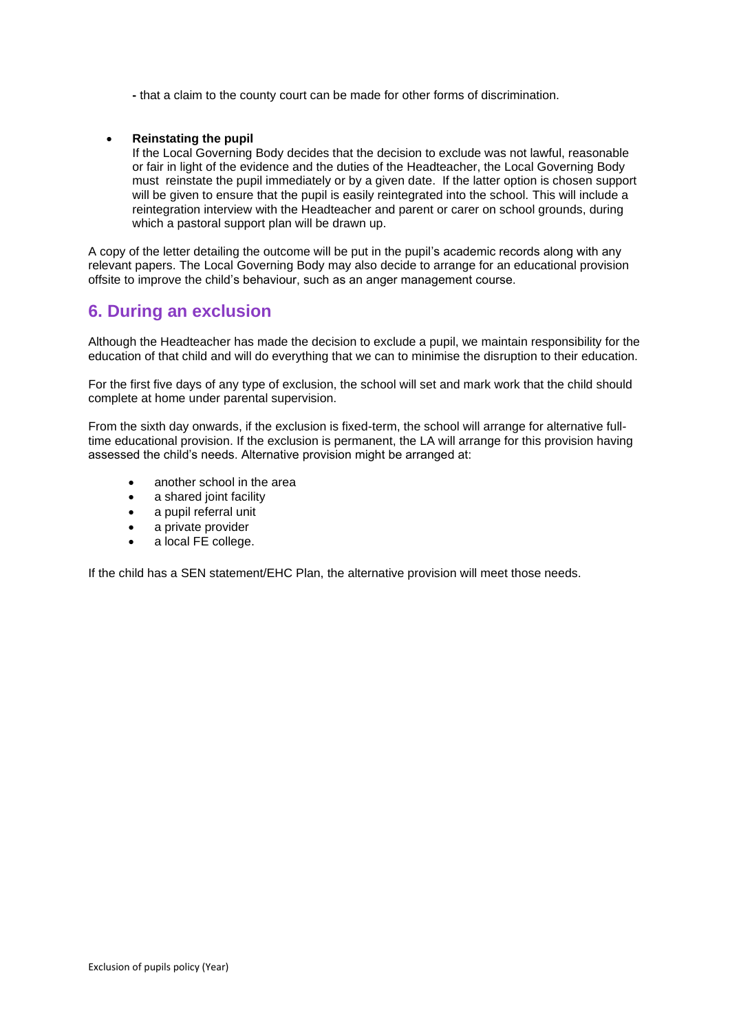- that a claim to the county court can be made for other forms of discrimination.

- **Reinstating the pupil**
  If the Local Governing Body decides that the decision to exclude was not lawful, reasonable or fair in light of the evidence and the duties of the Headteacher, the Local Governing Body must reinstate the pupil immediately or by a given date. If the latter option is chosen support will be given to ensure that the pupil is easily reintegrated into the school. This will include a reintegration interview with the Headteacher and parent or carer on school grounds, during which a pastoral support plan will be drawn up.

A copy of the letter detailing the outcome will be put in the pupil's academic records along with any relevant papers. The Local Governing Body may also decide to arrange for an educational provision offsite to improve the child's behaviour, such as an anger management course.

## 6. During an exclusion

Although the Headteacher has made the decision to exclude a pupil, we maintain responsibility for the education of that child and will do everything that we can to minimise the disruption to their education.

For the first five days of any type of exclusion, the school will set and mark work that the child should complete at home under parental supervision.

From the sixth day onwards, if the exclusion is fixed-term, the school will arrange for alternative full-time educational provision. If the exclusion is permanent, the LA will arrange for this provision having assessed the child's needs. Alternative provision might be arranged at:

- another school in the area
- a shared joint facility
- a pupil referral unit
- a private provider
- a local FE college.

If the child has a SEN statement/EHC Plan, the alternative provision will meet those needs.